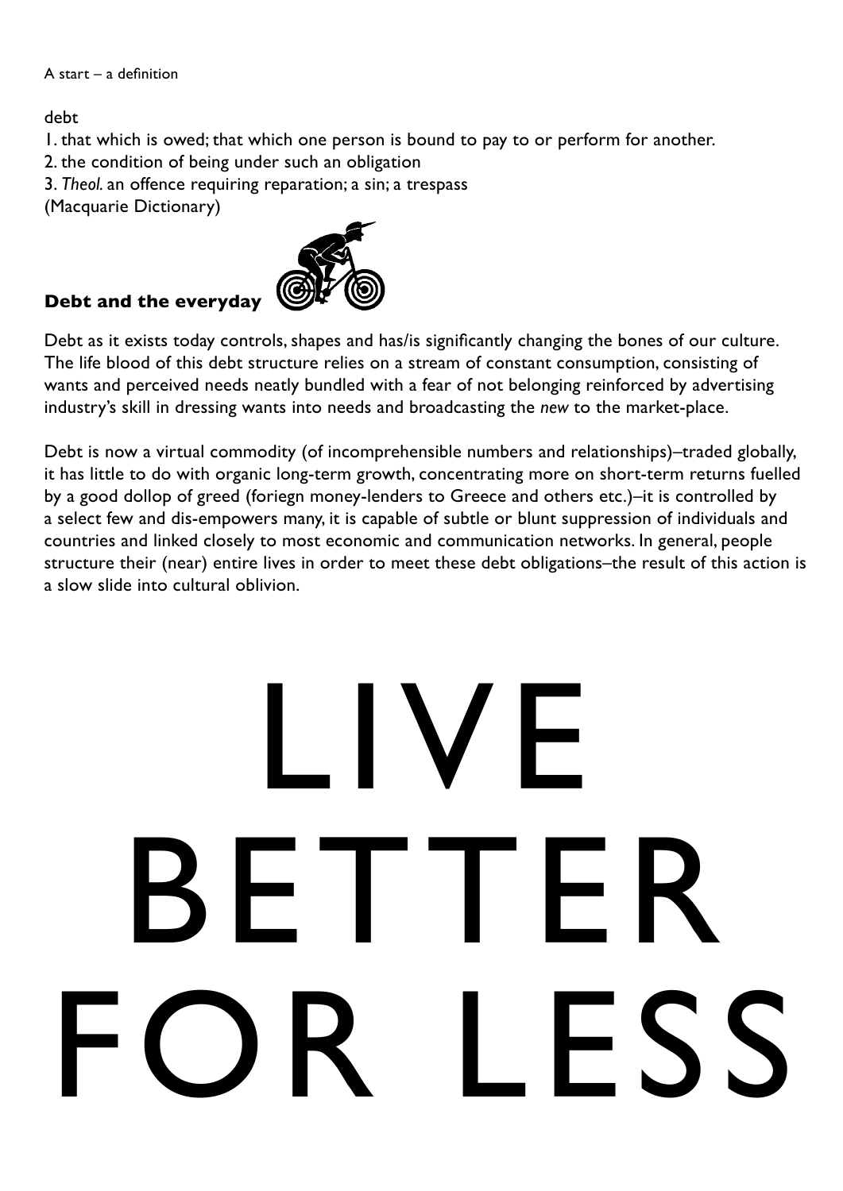A start – a definition

debt

1. that which is owed; that which one person is bound to pay to or perform for another.
2. the condition of being under such an obligation
3. *Theol.* an offence requiring reparation; a sin; a trespass

(Macquarie Dictionary)

## Debt and the everyday

Debt as it exists today controls, shapes and has/is significantly changing the bones of our culture. The life blood of this debt structure relies on a stream of constant consumption, consisting of wants and perceived needs neatly bundled with a fear of not belonging reinforced by advertising industry's skill in dressing wants into needs and broadcasting the *new* to the market-place.

Debt is now a virtual commodity (of incomprehensible numbers and relationships)–traded globally, it has little to do with organic long-term growth, concentrating more on short-term returns fuelled by a good dollop of greed (foriegn money-lenders to Greece and others etc.)–it is controlled by a select few and dis-empowers many, it is capable of subtle or blunt suppression of individuals and countries and linked closely to most economic and communication networks. In general, people structure their (near) entire lives in order to meet these debt obligations–the result of this action is a slow slide into cultural oblivion.

# LIVE BETTER FOR LESS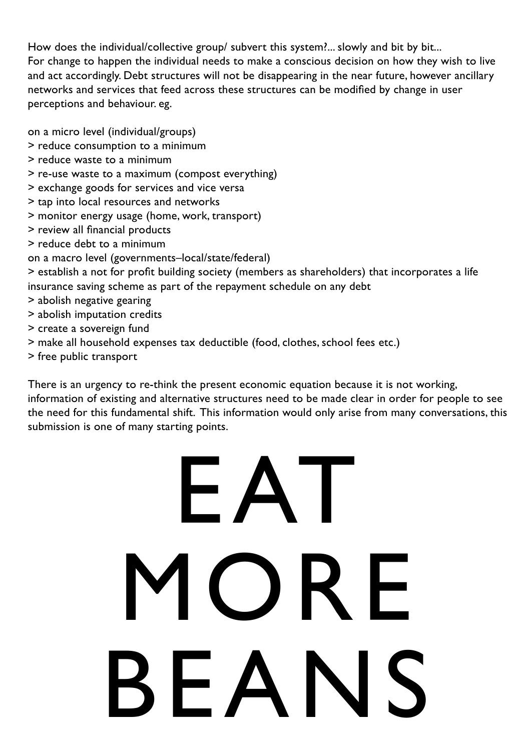How does the individual/collective group/ subvert this system?... slowly and bit by bit...
For change to happen the individual needs to make a conscious decision on how they wish to live and act accordingly. Debt structures will not be disappearing in the near future, however ancillary networks and services that feed across these structures can be modified by change in user perceptions and behaviour. eg.

on a micro level (individual/groups)
> reduce consumption to a minimum
> reduce waste to a minimum
> re-use waste to a maximum (compost everything)
> exchange goods for services and vice versa
> tap into local resources and networks
> monitor energy usage (home, work, transport)
> review all financial products
> reduce debt to a minimum
on a macro level (governments–local/state/federal)
> establish a not for profit building society (members as shareholders) that incorporates a life insurance saving scheme as part of the repayment schedule on any debt
> abolish negative gearing
> abolish imputation credits
> create a sovereign fund
> make all household expenses tax deductible (food, clothes, school fees etc.)
> free public transport

There is an urgency to re-think the present economic equation because it is not working, information of existing and alternative structures need to be made clear in order for people to see the need for this fundamental shift. This information would only arise from many conversations, this submission is one of many starting points.

# EAT MORE BEANS